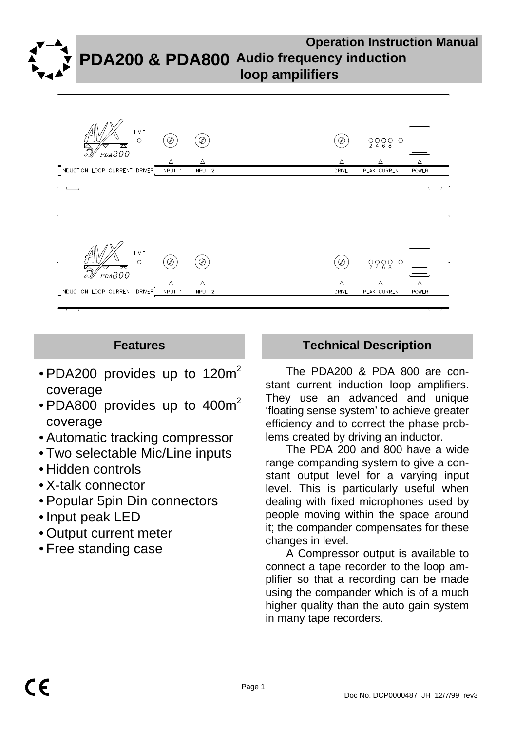# PDA200 & PDA800

## Operation Instruction Manual Audio frequency induction loop ampilifiers

## Features

- PDA200 provides up to $120m^2$ coverage
- PDA800 provides up to $400m^2$ coverage
- Automatic tracking compressor
- Two selectable Mic/Line inputs
- Hidden controls
- X-talk connector
- Popular 5pin Din connectors
- Input peak LED
- Output current meter
- Free standing case

## Technical Description

The PDA200 & PDA 800 are constant current induction loop amplifiers. They use an advanced and unique 'floating sense system' to achieve greater efficiency and to correct the phase problems created by driving an inductor.

The PDA 200 and 800 have a wide range companding system to give a constant output level for a varying input level. This is particularly useful when dealing with fixed microphones used by people moving within the space around it; the compander compensates for these changes in level.

A Compressor output is available to connect a tape recorder to the loop amplifier so that a recording can be made using the compander which is of a much higher quality than the auto gain system in many tape recorders.

Doc No. DCP0000487 JH 12/7/99 rev3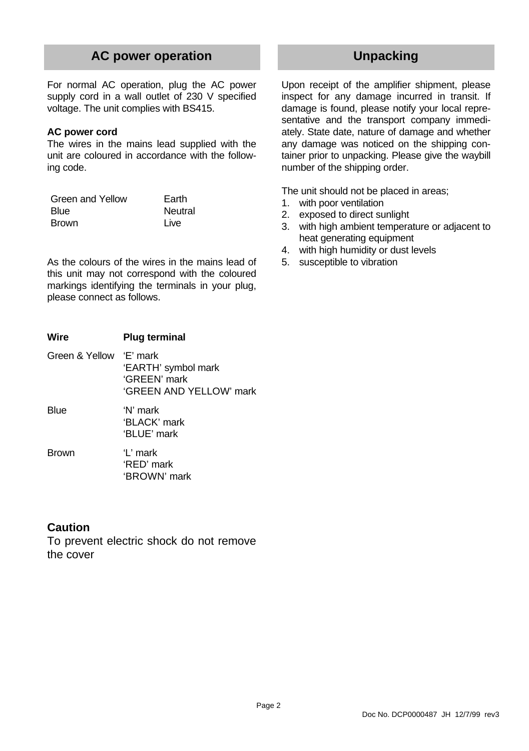## AC power operation

For normal AC operation, plug the AC power supply cord in a wall outlet of 230 V specified voltage. The unit complies with BS415.

### AC power cord

The wires in the mains lead supplied with the unit are coloured in accordance with the following code.

| | |
|---|---|
| Green and Yellow | Earth |
| Blue | Neutral |
| Brown | Live |

As the colours of the wires in the mains lead of this unit may not correspond with the coloured markings identifying the terminals in your plug, please connect as follows.

| Wire | Plug terminal |
|---|---|
| Green & Yellow | 'E' mark<br>'EARTH' symbol mark<br>'GREEN' mark<br>'GREEN AND YELLOW' mark |
| Blue | 'N' mark<br>'BLACK' mark<br>'BLUE' mark |
| Brown | 'L' mark<br>'RED' mark<br>'BROWN' mark |

### Caution

To prevent electric shock do not remove the cover

## Unpacking

Upon receipt of the amplifier shipment, please inspect for any damage incurred in transit. If damage is found, please notify your local representative and the transport company immediately. State date, nature of damage and whether any damage was noticed on the shipping container prior to unpacking. Please give the waybill number of the shipping order.

The unit should not be placed in areas;

1. with poor ventilation
2. exposed to direct sunlight
3. with high ambient temperature or adjacent to heat generating equipment
4. with high humidity or dust levels
5. susceptible to vibration

Doc No. DCP0000487 JH 12/7/99 rev3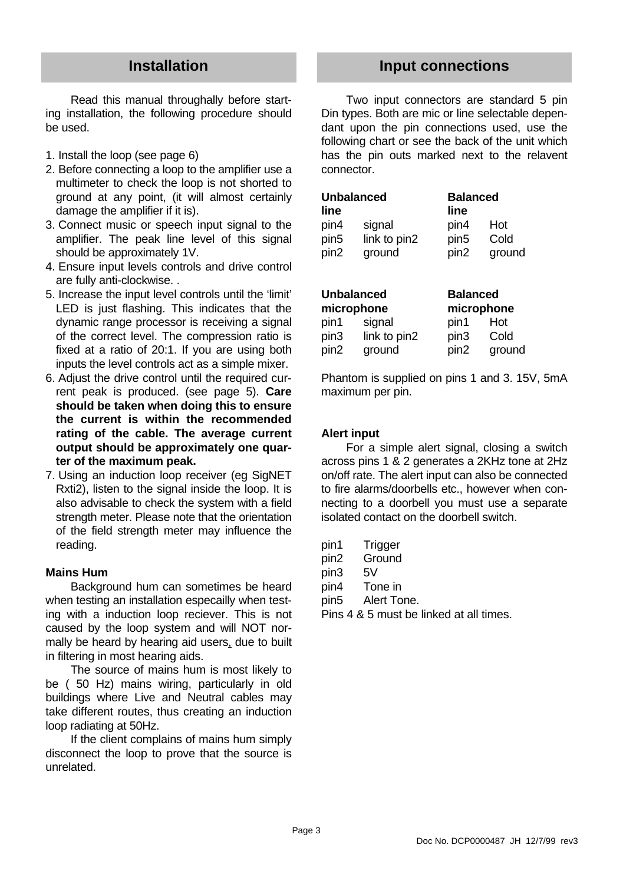## Installation

Read this manual throughally before starting installation, the following procedure should be used.

1. Install the loop (see page 6)
2. Before connecting a loop to the amplifier use a multimeter to check the loop is not shorted to ground at any point, (it will almost certainly damage the amplifier if it is).
3. Connect music or speech input signal to the amplifier. The peak line level of this signal should be approximately 1V.
4. Ensure input levels controls and drive control are fully anti-clockwise. .
5. Increase the input level controls until the 'limit' LED is just flashing. This indicates that the dynamic range processor is receiving a signal of the correct level. The compression ratio is fixed at a ratio of 20:1. If you are using both inputs the level controls act as a simple mixer.
6. Adjust the drive control until the required current peak is produced. (see page 5). **Care should be taken when doing this to ensure the current is within the recommended rating of the cable. The average current output should be approximately one quarter of the maximum peak.**
7. Using an induction loop receiver (eg SigNET Rxti2), listen to the signal inside the loop. It is also advisable to check the system with a field strength meter. Please note that the orientation of the field strength meter may influence the reading.

### Mains Hum

Background hum can sometimes be heard when testing an installation especailly when testing with a induction loop reciever. This is not caused by the loop system and will NOT normally be heard by hearing aid users, due to built in filtering in most hearing aids.

The source of mains hum is most likely to be ( 50 Hz) mains wiring, particularly in old buildings where Live and Neutral cables may take different routes, thus creating an induction loop radiating at 50Hz.

If the client complains of mains hum simply disconnect the loop to prove that the source is unrelated.

## Input connections

Two input connectors are standard 5 pin Din types. Both are mic or line selectable dependant upon the pin connections used, use the following chart or see the back of the unit which has the pin outs marked next to the relavent connector.

| **Unbalanced line** | | **Balanced line** | |
|---|---|---|---|
| pin4 | signal | pin4 | Hot |
| pin5 | link to pin2 | pin5 | Cold |
| pin2 | ground | pin2 | ground |

| **Unbalanced microphone** | | **Balanced microphone** | |
|---|---|---|---|
| pin1 | signal | pin1 | Hot |
| pin3 | link to pin2 | pin3 | Cold |
| pin2 | ground | pin2 | ground |

Phantom is supplied on pins 1 and 3. 15V, 5mA maximum per pin.

### Alert input

For a simple alert signal, closing a switch across pins 1 & 2 generates a 2KHz tone at 2Hz on/off rate. The alert input can also be connected to fire alarms/doorbells etc., however when connecting to a doorbell you must use a separate isolated contact on the doorbell switch.

| | |
|---|---|
| pin1 | Trigger |
| pin2 | Ground |
| pin3 | 5V |
| pin4 | Tone in |
| pin5 | Alert Tone. |

Pins 4 & 5 must be linked at all times.

Doc No. DCP0000487 JH 12/7/99 rev3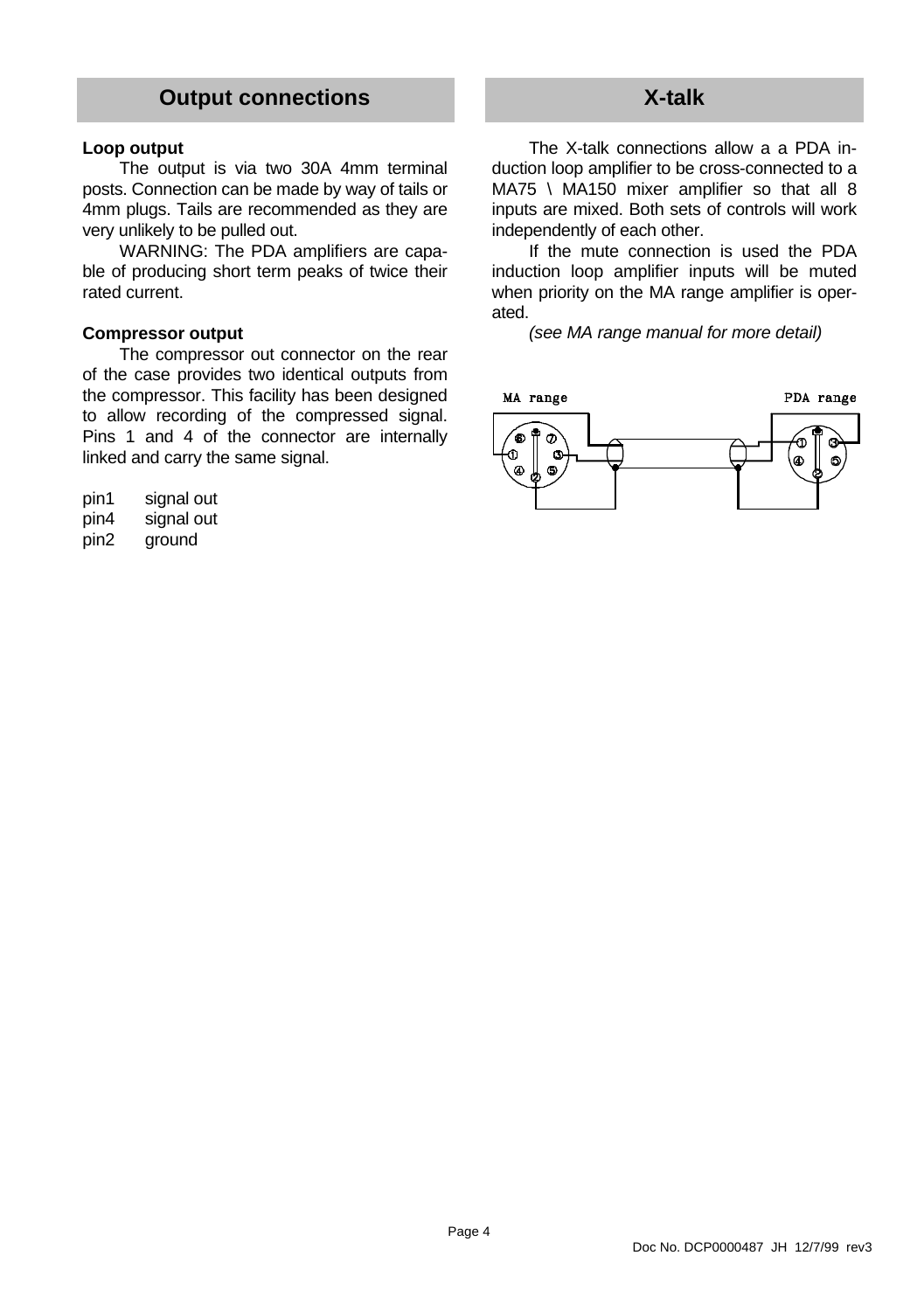## Output connections

**Loop output**

The output is via two 30A 4mm terminal posts. Connection can be made by way of tails or 4mm plugs. Tails are recommended as they are very unlikely to be pulled out.

WARNING: The PDA amplifiers are capable of producing short term peaks of twice their rated current.

**Compressor output**

The compressor out connector on the rear of the case provides two identical outputs from the compressor. This facility has been designed to allow recording of the compressed signal. Pins 1 and 4 of the connector are internally linked and carry the same signal.

pin1 signal out
pin4 signal out
pin2 ground

## X-talk

The X-talk connections allow a a PDA induction loop amplifier to be cross-connected to a MA75 \ MA150 mixer amplifier so that all 8 inputs are mixed. Both sets of controls will work independently of each other.

If the mute connection is used the PDA induction loop amplifier inputs will be muted when priority on the MA range amplifier is operated.

*(see MA range manual for more detail)*

MA range PDA range

Doc No. DCP0000487 JH 12/7/99 rev3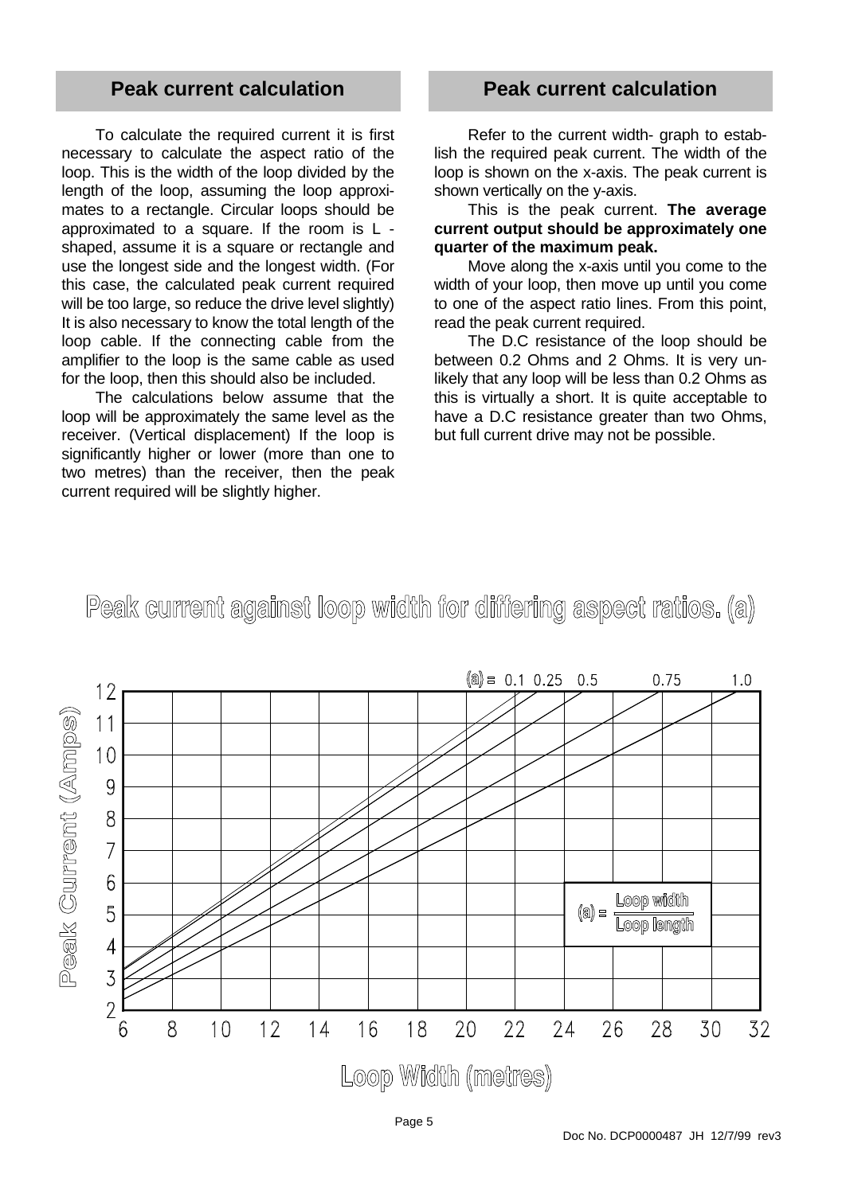## Peak current calculation

To calculate the required current it is first necessary to calculate the aspect ratio of the loop. This is the width of the loop divided by the length of the loop, assuming the loop approximates to a rectangle. Circular loops should be approximated to a square. If the room is L - shaped, assume it is a square or rectangle and use the longest side and the longest width. (For this case, the calculated peak current required will be too large, so reduce the drive level slightly) It is also necessary to know the total length of the loop cable. If the connecting cable from the amplifier to the loop is the same cable as used for the loop, then this should also be included.

The calculations below assume that the loop will be approximately the same level as the receiver. (Vertical displacement) If the loop is significantly higher or lower (more than one to two metres) than the receiver, then the peak current required will be slightly higher.

## Peak current calculation

Refer to the current width- graph to establish the required peak current. The width of the loop is shown on the x-axis. The peak current is shown vertically on the y-axis.

This is the peak current. **The average current output should be approximately one quarter of the maximum peak.**

Move along the x-axis until you come to the width of your loop, then move up until you come to one of the aspect ratio lines. From this point, read the peak current required.

The D.C resistance of the loop should be between 0.2 Ohms and 2 Ohms. It is very unlikely that any loop will be less than 0.2 Ohms as this is virtually a short. It is quite acceptable to have a D.C resistance greater than two Ohms, but full current drive may not be possible.

### Peak current against loop width for differing aspect ratios. (a)

(a) = 0.1 0.25 0.5 0.75 1.0

Peak Current (Amps): 2 3 4 5 6 7 8 9 10 11 12

$$(a) = \frac{\text{Loop width}}{\text{Loop length}}$$

Loop Width (metres): 6 8 10 12 14 16 18 20 22 24 26 28 30 32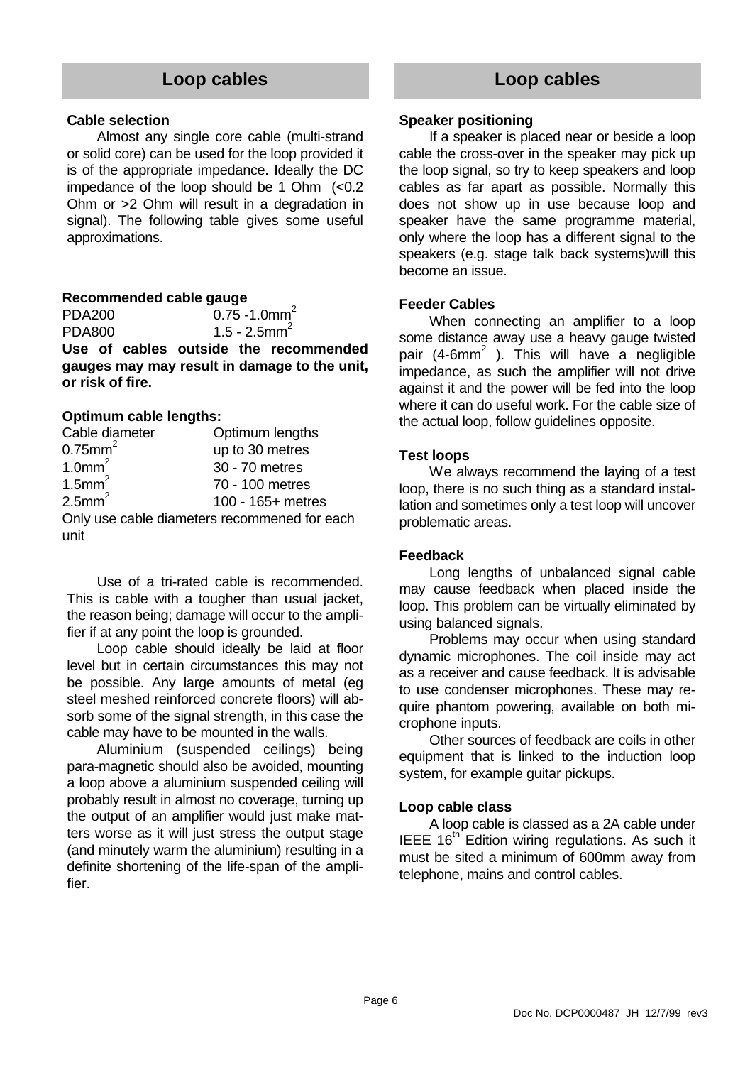## Loop cables

### Cable selection

Almost any single core cable (multi-strand or solid core) can be used for the loop provided it is of the appropriate impedance. Ideally the DC impedance of the loop should be 1 Ohm (<0.2 Ohm or >2 Ohm will result in a degradation in signal). The following table gives some useful approximations.

### Recommended cable gauge

| | |
|---|---|
| PDA200 | 0.75 -1.0mm$^2$ |
| PDA800 | 1.5 - 2.5mm$^2$ |

**Use of cables outside the recommended gauges may may result in damage to the unit, or risk of fire.**

### Optimum cable lengths:

| Cable diameter | Optimum lengths |
|---|---|
| 0.75mm$^2$ | up to 30 metres |
| 1.0mm$^2$ | 30 - 70 metres |
| 1.5mm$^2$ | 70 - 100 metres |
| 2.5mm$^2$ | 100 - 165+ metres |

Only use cable diameters recommened for each unit

Use of a tri-rated cable is recommended. This is cable with a tougher than usual jacket, the reason being; damage will occur to the amplifier if at any point the loop is grounded.

Loop cable should ideally be laid at floor level but in certain circumstances this may not be possible. Any large amounts of metal (eg steel meshed reinforced concrete floors) will absorb some of the signal strength, in this case the cable may have to be mounted in the walls.

Aluminium (suspended ceilings) being para-magnetic should also be avoided, mounting a loop above a aluminium suspended ceiling will probably result in almost no coverage, turning up the output of an amplifier would just make matters worse as it will just stress the output stage (and minutely warm the aluminium) resulting in a definite shortening of the life-span of the amplifier.

## Loop cables

### Speaker positioning

If a speaker is placed near or beside a loop cable the cross-over in the speaker may pick up the loop signal, so try to keep speakers and loop cables as far apart as possible. Normally this does not show up in use because loop and speaker have the same programme material, only where the loop has a different signal to the speakers (e.g. stage talk back systems)will this become an issue.

### Feeder Cables

When connecting an amplifier to a loop some distance away use a heavy gauge twisted pair (4-6mm$^2$ ). This will have a negligible impedance, as such the amplifier will not drive against it and the power will be fed into the loop where it can do useful work. For the cable size of the actual loop, follow guidelines opposite.

### Test loops

We always recommend the laying of a test loop, there is no such thing as a standard installation and sometimes only a test loop will uncover problematic areas.

### Feedback

Long lengths of unbalanced signal cable may cause feedback when placed inside the loop. This problem can be virtually eliminated by using balanced signals.

Problems may occur when using standard dynamic microphones. The coil inside may act as a receiver and cause feedback. It is advisable to use condenser microphones. These may require phantom powering, available on both microphone inputs.

Other sources of feedback are coils in other equipment that is linked to the induction loop system, for example guitar pickups.

### Loop cable class

A loop cable is classed as a 2A cable under IEEE 16$^{th}$ Edition wiring regulations. As such it must be sited a minimum of 600mm away from telephone, mains and control cables.

Doc No. DCP0000487 JH 12/7/99 rev3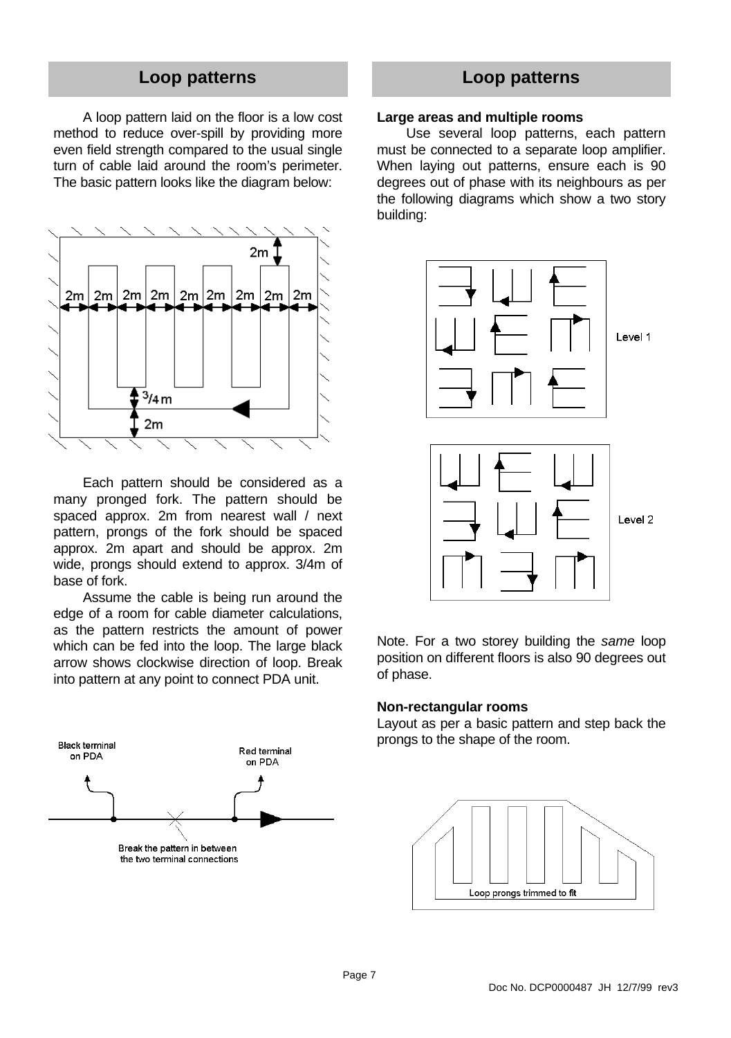## Loop patterns

A loop pattern laid on the floor is a low cost method to reduce over-spill by providing more even field strength compared to the usual single turn of cable laid around the room's perimeter. The basic pattern looks like the diagram below:

Each pattern should be considered as a many pronged fork. The pattern should be spaced approx. 2m from nearest wall / next pattern, prongs of the fork should be spaced approx. 2m apart and should be approx. 2m wide, prongs should extend to approx. 3/4m of base of fork.

Assume the cable is being run around the edge of a room for cable diameter calculations, as the pattern restricts the amount of power which can be fed into the loop. The large black arrow shows clockwise direction of loop. Break into pattern at any point to connect PDA unit.

## Loop patterns

**Large areas and multiple rooms**

Use several loop patterns, each pattern must be connected to a separate loop amplifier. When laying out patterns, ensure each is 90 degrees out of phase with its neighbours as per the following diagrams which show a two story building:

Note. For a two storey building the *same* loop position on different floors is also 90 degrees out of phase.

**Non-rectangular rooms**

Layout as per a basic pattern and step back the prongs to the shape of the room.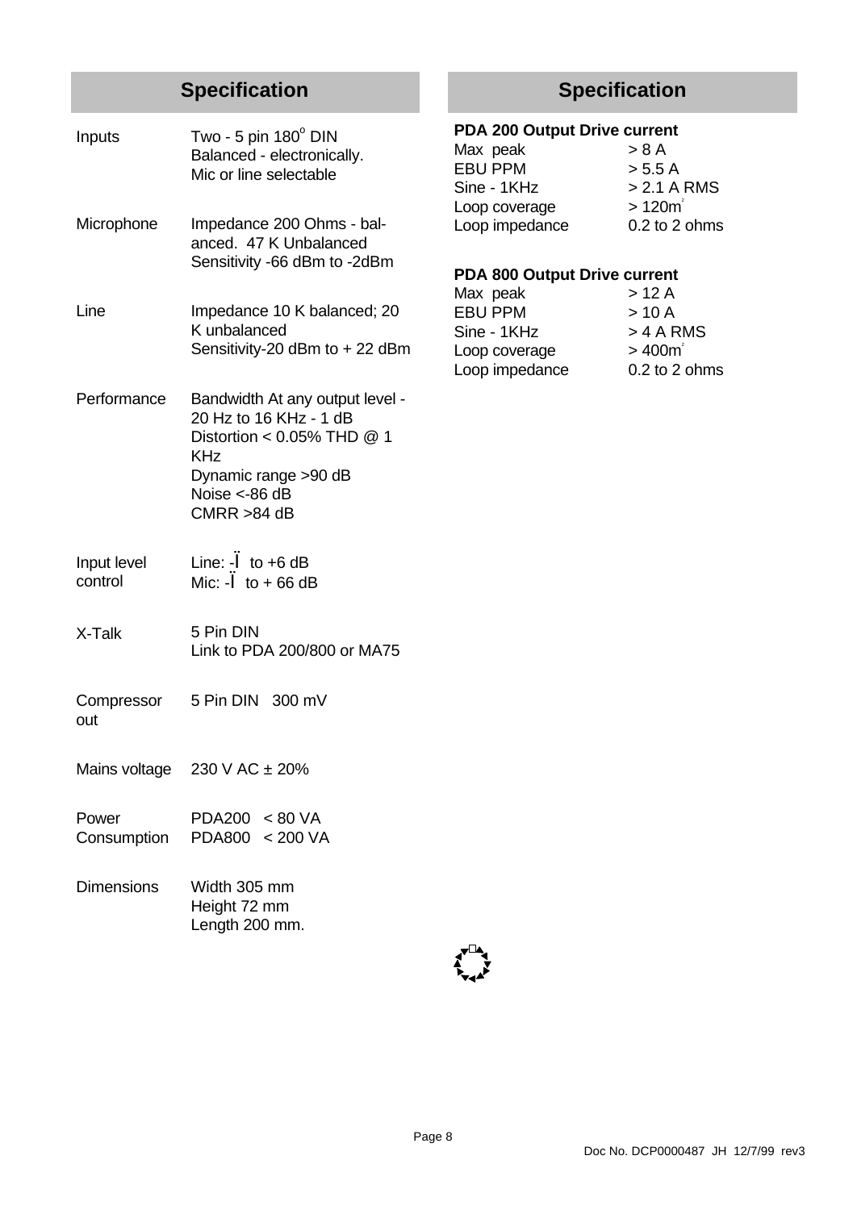## Specification

| | |
|---|---|
| Inputs | Two - 5 pin 180° DIN<br>Balanced - electronically.<br>Mic or line selectable |
| Microphone | Impedance 200 Ohms - balanced. 47 K Unbalanced<br>Sensitivity -66 dBm to -2dBm |
| Line | Impedance 10 K balanced; 20 K unbalanced<br>Sensitivity-20 dBm to + 22 dBm |
| Performance | Bandwidth At any output level - 20 Hz to 16 KHz - 1 dB<br>Distortion < 0.05% THD @ 1 KHz<br>Dynamic range >90 dB<br>Noise <-86 dB<br>CMRR >84 dB |
| Input level control | Line: -Ï to +6 dB<br>Mic: -Ï to + 66 dB |
| X-Talk | 5 Pin DIN<br>Link to PDA 200/800 or MA75 |
| Compressor out | 5 Pin DIN 300 mV |
| Mains voltage | 230 V AC ± 20% |
| Power Consumption | PDA200 < 80 VA<br>PDA800 < 200 VA |
| Dimensions | Width 305 mm<br>Height 72 mm<br>Length 200 mm. |

## Specification

**PDA 200 Output Drive current**

| | |
|---|---|
| Max peak | > 8 A |
| EBU PPM | > 5.5 A |
| Sine - 1KHz | > 2.1 A RMS |
| Loop coverage | > 120m² |
| Loop impedance | 0.2 to 2 ohms |

**PDA 800 Output Drive current**

| | |
|---|---|
| Max peak | > 12 A |
| EBU PPM | > 10 A |
| Sine - 1KHz | > 4 A RMS |
| Loop coverage | > 400m² |
| Loop impedance | 0.2 to 2 ohms |

Doc No. DCP0000487 JH 12/7/99 rev3